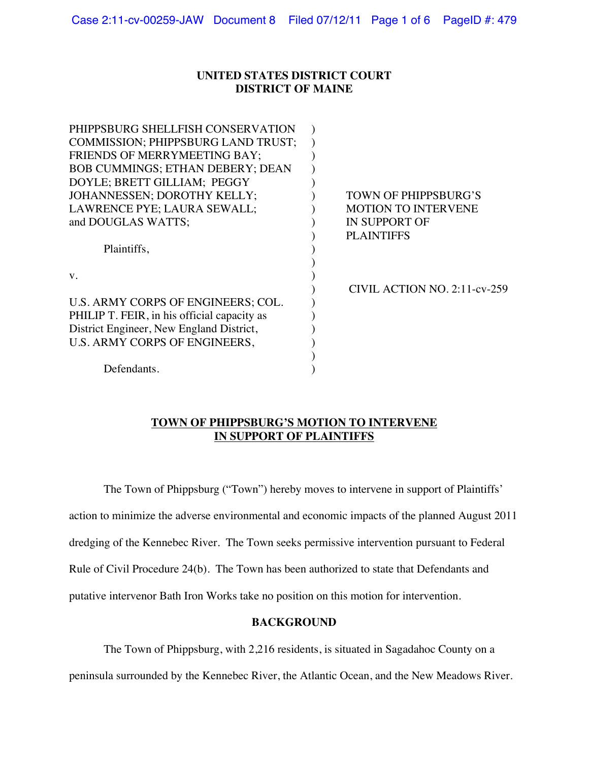**UNITED STATES DISTRICT COURT**
**DISTRICT OF MAINE**

| | |
|---|---|
| PHIPPSBURG SHELLFISH CONSERVATION COMMISSION; PHIPPSBURG LAND TRUST; FRIENDS OF MERRYMEETING BAY; BOB CUMMINGS; ETHAN DEBERY; DEAN DOYLE; BRETT GILLIAM; PEGGY JOHANNESSEN; DOROTHY KELLY; LAWRENCE PYE; LAURA SEWALL; and DOUGLAS WATTS;<br><br>Plaintiffs,<br><br>v.<br><br>U.S. ARMY CORPS OF ENGINEERS; COL. PHILIP T. FEIR, in his official capacity as District Engineer, New England District, U.S. ARMY CORPS OF ENGINEERS,<br><br>Defendants. | TOWN OF PHIPPSBURG'S MOTION TO INTERVENE IN SUPPORT OF PLAINTIFFS<br><br>CIVIL ACTION NO. 2:11-cv-259 |

**TOWN OF PHIPPSBURG'S MOTION TO INTERVENE IN SUPPORT OF PLAINTIFFS**

The Town of Phippsburg ("Town") hereby moves to intervene in support of Plaintiffs' action to minimize the adverse environmental and economic impacts of the planned August 2011 dredging of the Kennebec River. The Town seeks permissive intervention pursuant to Federal Rule of Civil Procedure 24(b). The Town has been authorized to state that Defendants and putative intervenor Bath Iron Works take no position on this motion for intervention.

**BACKGROUND**

The Town of Phippsburg, with 2,216 residents, is situated in Sagadahoc County on a peninsula surrounded by the Kennebec River, the Atlantic Ocean, and the New Meadows River.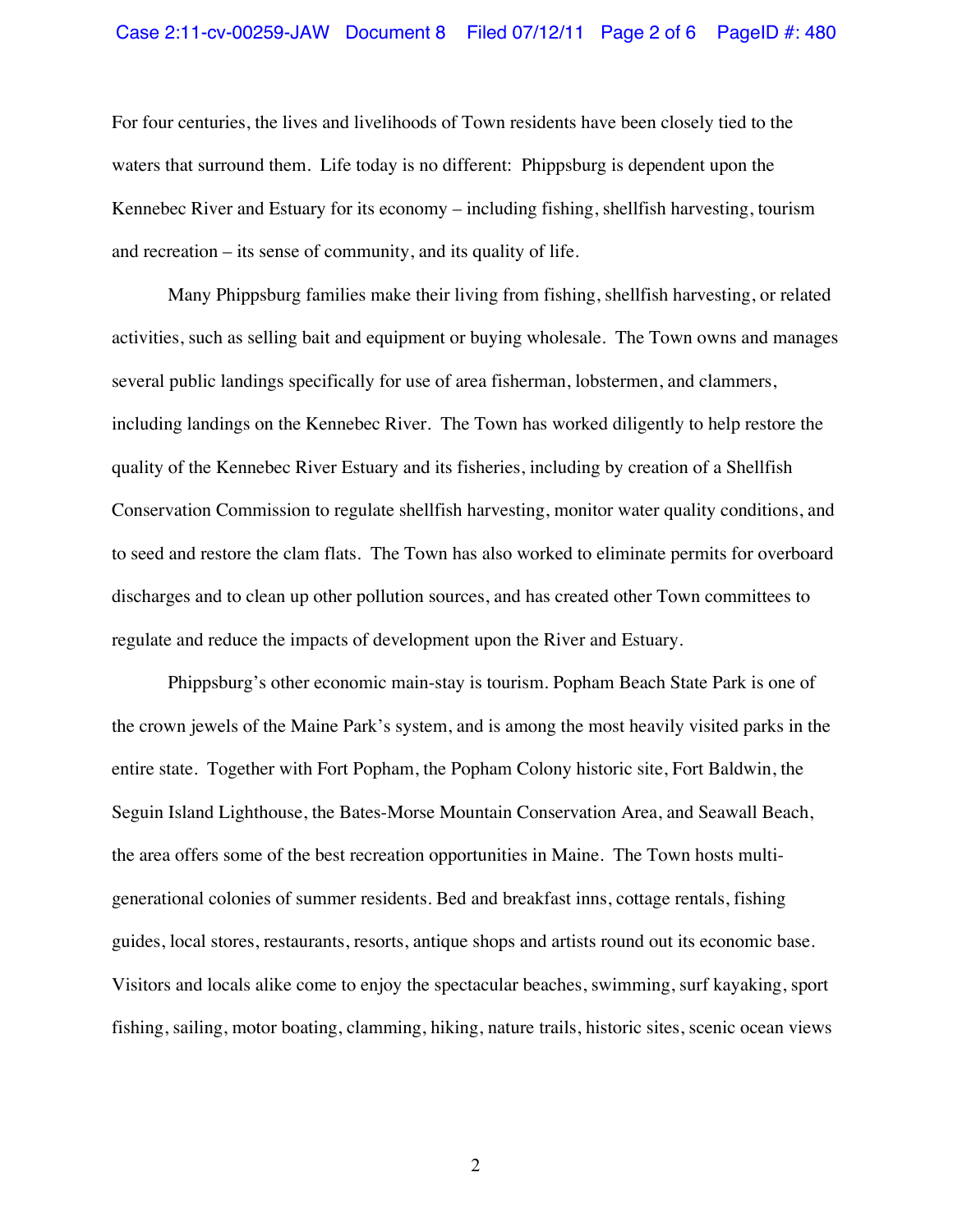For four centuries, the lives and livelihoods of Town residents have been closely tied to the waters that surround them. Life today is no different: Phippsburg is dependent upon the Kennebec River and Estuary for its economy – including fishing, shellfish harvesting, tourism and recreation – its sense of community, and its quality of life.

Many Phippsburg families make their living from fishing, shellfish harvesting, or related activities, such as selling bait and equipment or buying wholesale. The Town owns and manages several public landings specifically for use of area fisherman, lobstermen, and clammers, including landings on the Kennebec River. The Town has worked diligently to help restore the quality of the Kennebec River Estuary and its fisheries, including by creation of a Shellfish Conservation Commission to regulate shellfish harvesting, monitor water quality conditions, and to seed and restore the clam flats. The Town has also worked to eliminate permits for overboard discharges and to clean up other pollution sources, and has created other Town committees to regulate and reduce the impacts of development upon the River and Estuary.

Phippsburg's other economic main-stay is tourism. Popham Beach State Park is one of the crown jewels of the Maine Park's system, and is among the most heavily visited parks in the entire state. Together with Fort Popham, the Popham Colony historic site, Fort Baldwin, the Seguin Island Lighthouse, the Bates-Morse Mountain Conservation Area, and Seawall Beach, the area offers some of the best recreation opportunities in Maine. The Town hosts multi-generational colonies of summer residents. Bed and breakfast inns, cottage rentals, fishing guides, local stores, restaurants, resorts, antique shops and artists round out its economic base. Visitors and locals alike come to enjoy the spectacular beaches, swimming, surf kayaking, sport fishing, sailing, motor boating, clamming, hiking, nature trails, historic sites, scenic ocean views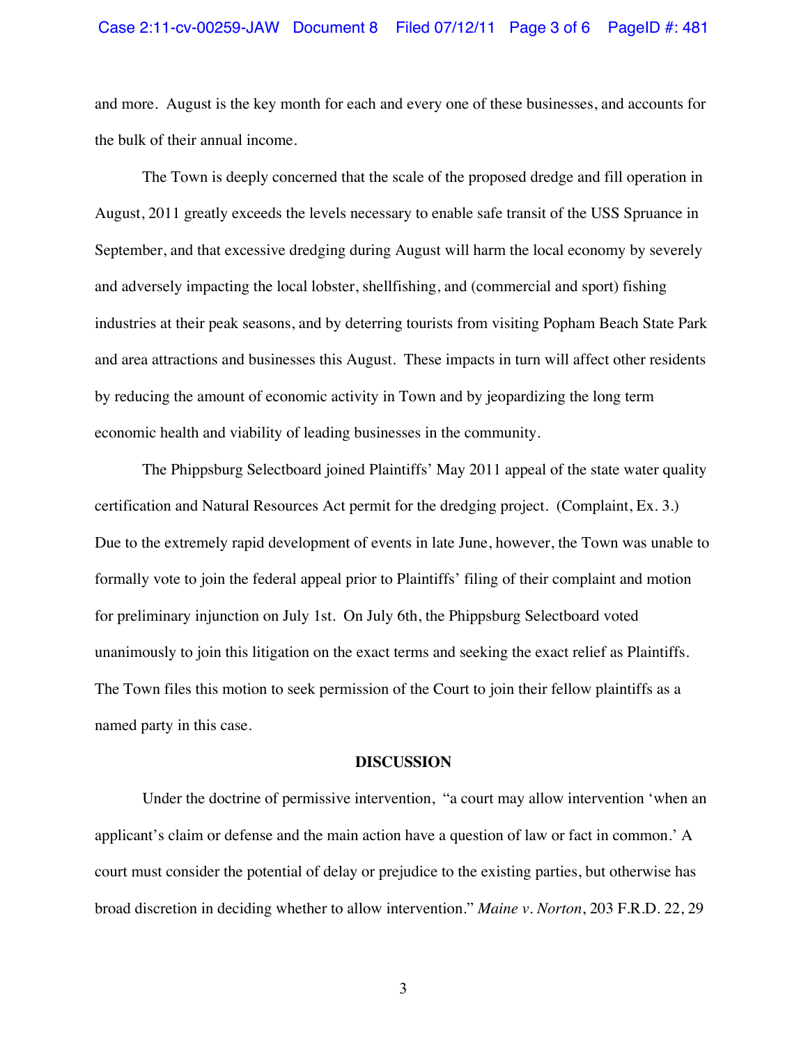and more. August is the key month for each and every one of these businesses, and accounts for the bulk of their annual income.

The Town is deeply concerned that the scale of the proposed dredge and fill operation in August, 2011 greatly exceeds the levels necessary to enable safe transit of the USS Spruance in September, and that excessive dredging during August will harm the local economy by severely and adversely impacting the local lobster, shellfishing, and (commercial and sport) fishing industries at their peak seasons, and by deterring tourists from visiting Popham Beach State Park and area attractions and businesses this August. These impacts in turn will affect other residents by reducing the amount of economic activity in Town and by jeopardizing the long term economic health and viability of leading businesses in the community.

The Phippsburg Selectboard joined Plaintiffs' May 2011 appeal of the state water quality certification and Natural Resources Act permit for the dredging project. (Complaint, Ex. 3.) Due to the extremely rapid development of events in late June, however, the Town was unable to formally vote to join the federal appeal prior to Plaintiffs' filing of their complaint and motion for preliminary injunction on July 1st. On July 6th, the Phippsburg Selectboard voted unanimously to join this litigation on the exact terms and seeking the exact relief as Plaintiffs. The Town files this motion to seek permission of the Court to join their fellow plaintiffs as a named party in this case.

## DISCUSSION

Under the doctrine of permissive intervention, "a court may allow intervention 'when an applicant's claim or defense and the main action have a question of law or fact in common.' A court must consider the potential of delay or prejudice to the existing parties, but otherwise has broad discretion in deciding whether to allow intervention." *Maine v. Norton*, 203 F.R.D. 22, 29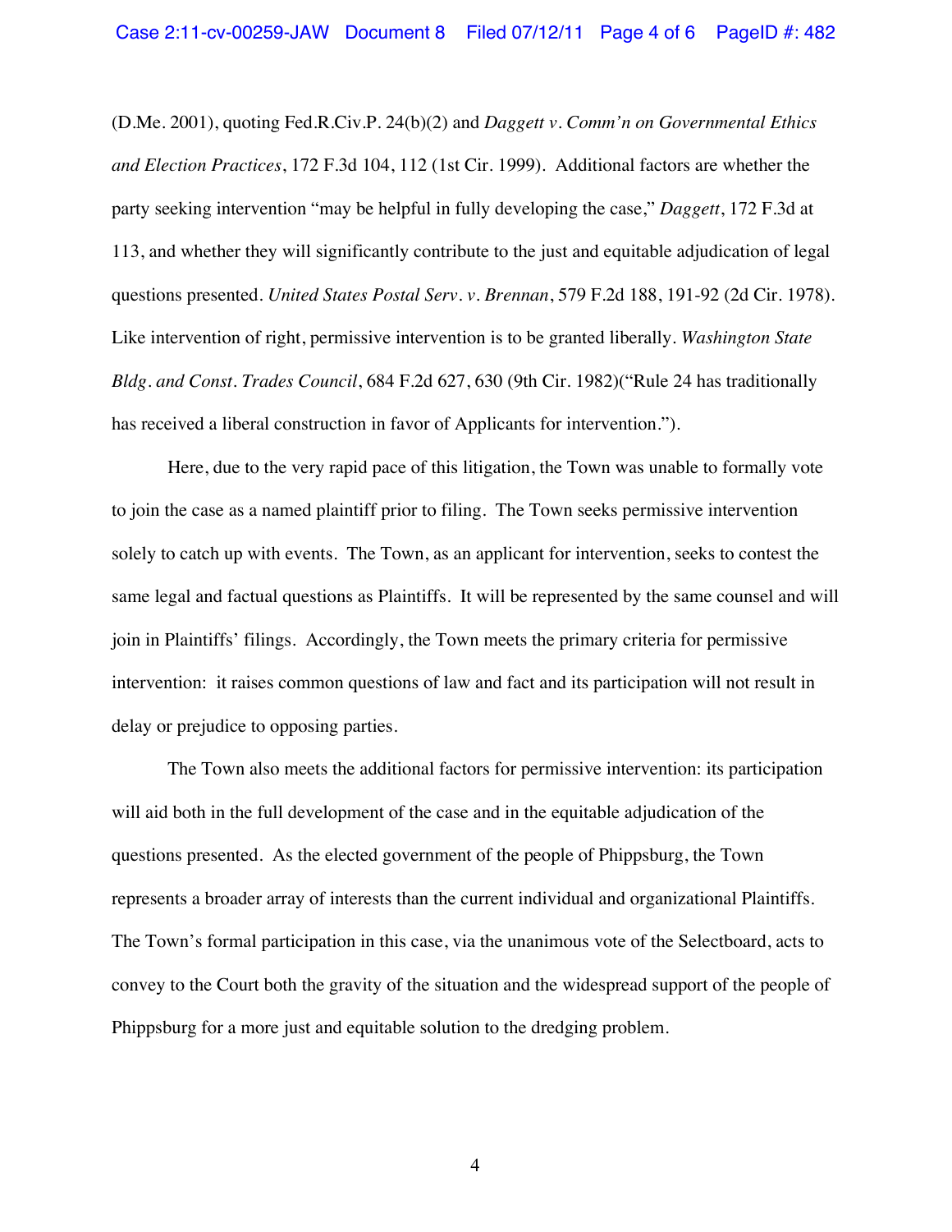(D.Me. 2001), quoting Fed.R.Civ.P. 24(b)(2) and *Daggett v. Comm'n on Governmental Ethics and Election Practices*, 172 F.3d 104, 112 (1st Cir. 1999). Additional factors are whether the party seeking intervention "may be helpful in fully developing the case," *Daggett*, 172 F.3d at 113, and whether they will significantly contribute to the just and equitable adjudication of legal questions presented. *United States Postal Serv. v. Brennan*, 579 F.2d 188, 191-92 (2d Cir. 1978). Like intervention of right, permissive intervention is to be granted liberally. *Washington State Bldg. and Const. Trades Council*, 684 F.2d 627, 630 (9th Cir. 1982)("Rule 24 has traditionally has received a liberal construction in favor of Applicants for intervention.").

Here, due to the very rapid pace of this litigation, the Town was unable to formally vote to join the case as a named plaintiff prior to filing. The Town seeks permissive intervention solely to catch up with events. The Town, as an applicant for intervention, seeks to contest the same legal and factual questions as Plaintiffs. It will be represented by the same counsel and will join in Plaintiffs' filings. Accordingly, the Town meets the primary criteria for permissive intervention: it raises common questions of law and fact and its participation will not result in delay or prejudice to opposing parties.

The Town also meets the additional factors for permissive intervention: its participation will aid both in the full development of the case and in the equitable adjudication of the questions presented. As the elected government of the people of Phippsburg, the Town represents a broader array of interests than the current individual and organizational Plaintiffs. The Town's formal participation in this case, via the unanimous vote of the Selectboard, acts to convey to the Court both the gravity of the situation and the widespread support of the people of Phippsburg for a more just and equitable solution to the dredging problem.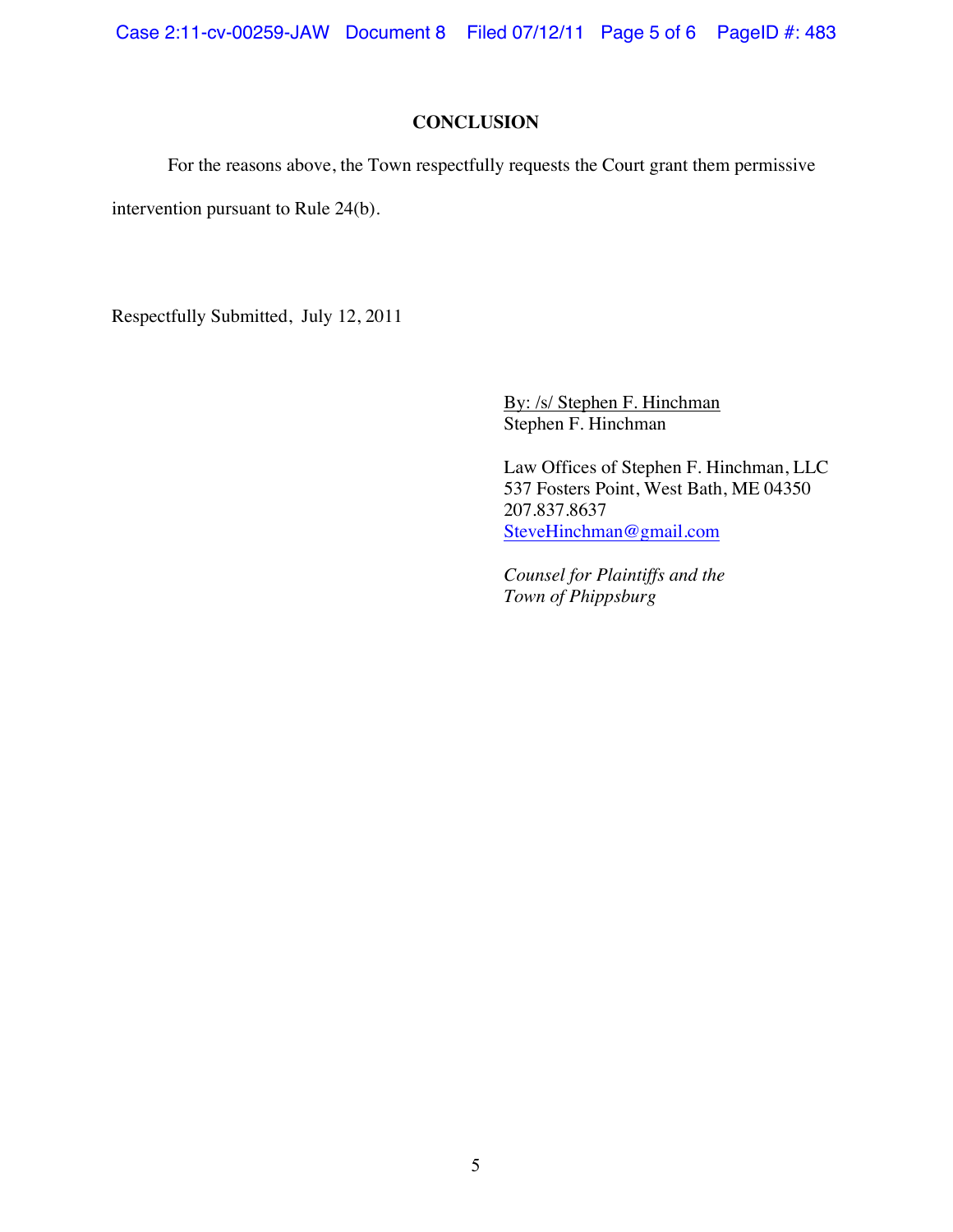## CONCLUSION

For the reasons above, the Town respectfully requests the Court grant them permissive intervention pursuant to Rule 24(b).

Respectfully Submitted, July 12, 2011

By: /s/ Stephen F. Hinchman
Stephen F. Hinchman

Law Offices of Stephen F. Hinchman, LLC
537 Fosters Point, West Bath, ME 04350
207.837.8637
SteveHinchman@gmail.com

*Counsel for Plaintiffs and the Town of Phippsburg*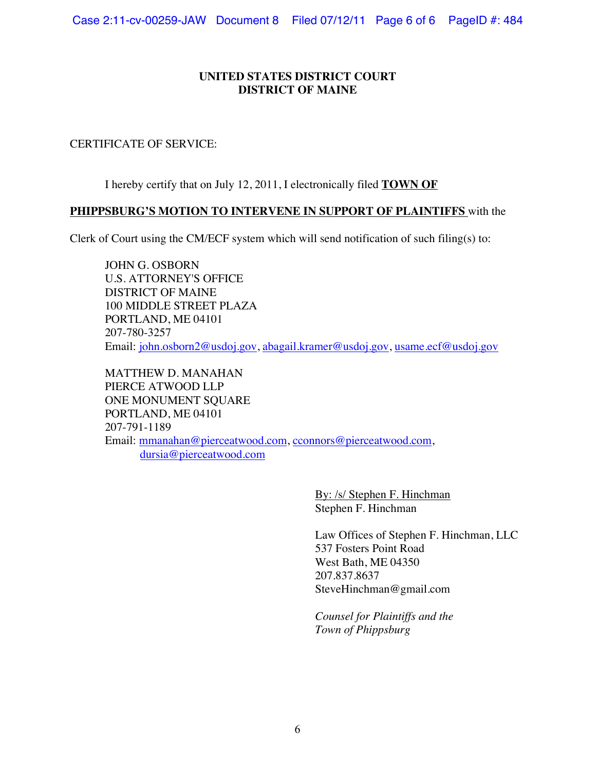**UNITED STATES DISTRICT COURT**
**DISTRICT OF MAINE**

CERTIFICATE OF SERVICE:

I hereby certify that on July 12, 2011, I electronically filed **TOWN OF PHIPPSBURG'S MOTION TO INTERVENE IN SUPPORT OF PLAINTIFFS** with the Clerk of Court using the CM/ECF system which will send notification of such filing(s) to:

JOHN G. OSBORN
U.S. ATTORNEY'S OFFICE
DISTRICT OF MAINE
100 MIDDLE STREET PLAZA
PORTLAND, ME 04101
207-780-3257
Email: john.osborn2@usdoj.gov, abagail.kramer@usdoj.gov, usame.ecf@usdoj.gov

MATTHEW D. MANAHAN
PIERCE ATWOOD LLP
ONE MONUMENT SQUARE
PORTLAND, ME 04101
207-791-1189
Email: mmanahan@pierceatwood.com, cconnors@pierceatwood.com, dursia@pierceatwood.com

By: /s/ Stephen F. Hinchman
Stephen F. Hinchman

Law Offices of Stephen F. Hinchman, LLC
537 Fosters Point Road
West Bath, ME 04350
207.837.8637
SteveHinchman@gmail.com

*Counsel for Plaintiffs and the Town of Phippsburg*